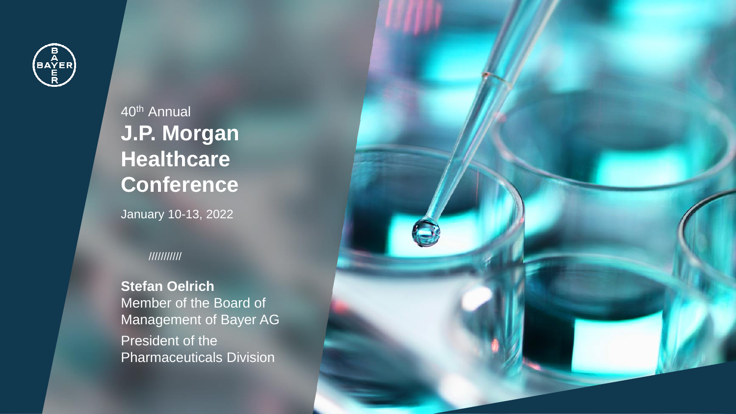40th Annual

# J.P. Morgan Healthcare Conference

January 10-13, 2022

//////////

**Stefan Oelrich**
Member of the Board of Management of Bayer AG

President of the Pharmaceuticals Division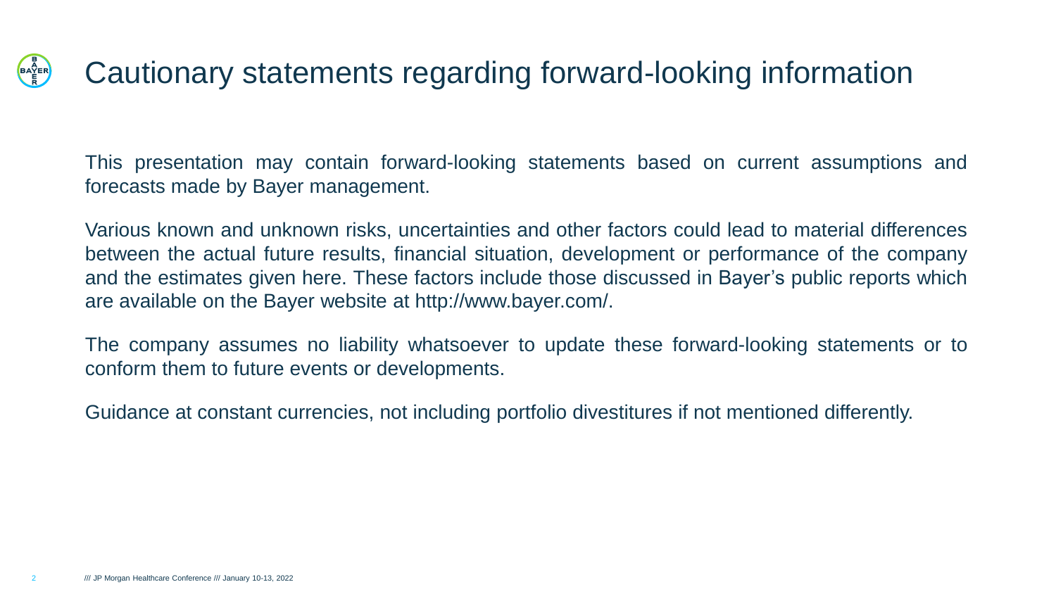# Cautionary statements regarding forward-looking information

This presentation may contain forward-looking statements based on current assumptions and forecasts made by Bayer management.

Various known and unknown risks, uncertainties and other factors could lead to material differences between the actual future results, financial situation, development or performance of the company and the estimates given here. These factors include those discussed in Bayer's public reports which are available on the Bayer website at http://www.bayer.com/.

The company assumes no liability whatsoever to update these forward-looking statements or to conform them to future events or developments.

Guidance at constant currencies, not including portfolio divestitures if not mentioned differently.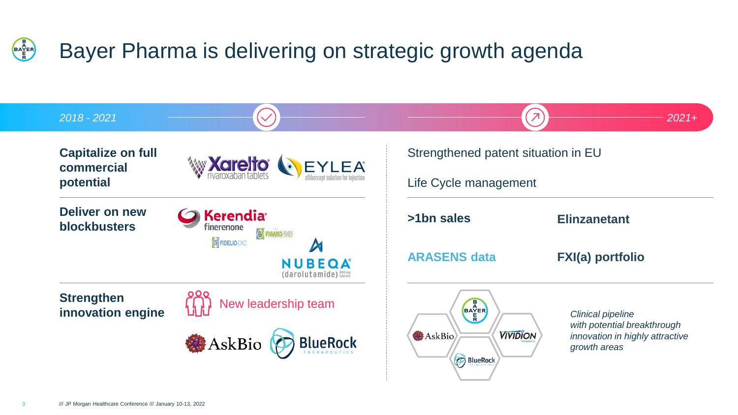# Bayer Pharma is delivering on strategic growth agenda

| *2018 - 2021* | | *2021+* | |
|---|---|---|---|
| **Capitalize on full commercial potential** | Xarelto rivaroxaban tablets; EYLEA aflibercept solution for injection | Strengthened patent situation in EU<br><br>Life Cycle management | |
| **Deliver on new blockbusters** | Kerendia finerenone; FIGARO-DKD; FIDELIO-DKD; NUBEQA (darolutamide) 300 mg tablets | **>1bn sales**<br><br>**ARASENS data** | **Elinzanetant**<br><br>**FXI(a) portfolio** |
| **Strengthen innovation engine** | New leadership team<br><br>AskBio; BlueRock THERAPEUTICS | Bayer; AskBio; VIVIDION; BlueRock | *Clinical pipeline with potential breakthrough innovation in highly attractive growth areas* |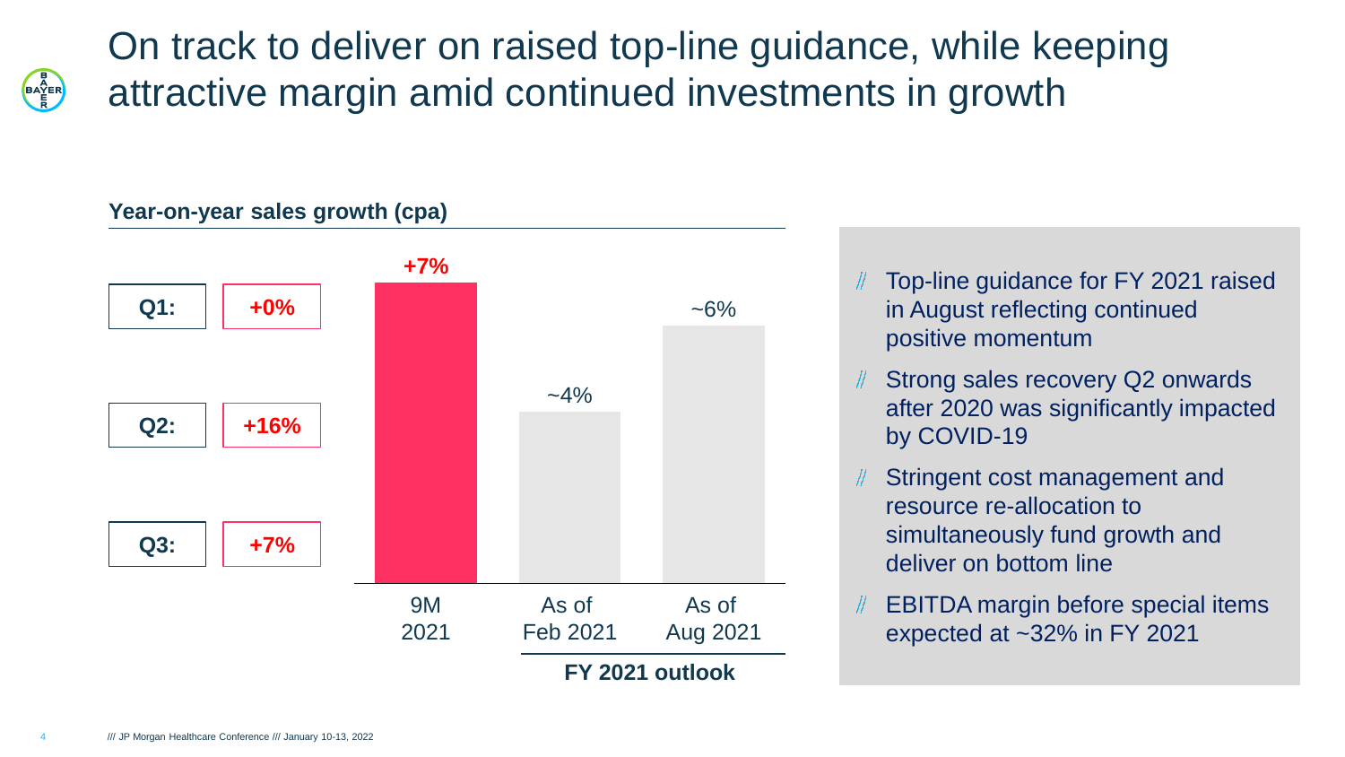# On track to deliver on raised top-line guidance, while keeping attractive margin amid continued investments in growth

**Year-on-year sales growth (cpa)**

| Quarter | Growth |
| --- | --- |
| **Q1:** | **+0%** |
| **Q2:** | **+16%** |
| **Q3:** | **+7%** |

| 9M 2021 | As of Feb 2021 (FY 2021 outlook) | As of Aug 2021 (FY 2021 outlook) |
| --- | --- | --- |
| **+7%** | ~4% | ~6% |

- Top-line guidance for FY 2021 raised in August reflecting continued positive momentum
- Strong sales recovery Q2 onwards after 2020 was significantly impacted by COVID-19
- Stringent cost management and resource re-allocation to simultaneously fund growth and deliver on bottom line
- EBITDA margin before special items expected at ~32% in FY 2021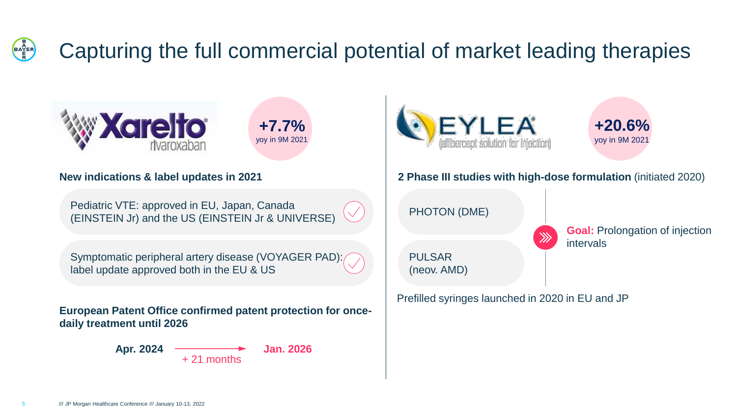# Capturing the full commercial potential of market leading therapies

## Xarelto rivaroxaban

**+7.7%** yoy in 9M 2021

**New indications & label updates in 2021**

- Pediatric VTE: approved in EU, Japan, Canada (EINSTEIN Jr) and the US (EINSTEIN Jr & UNIVERSE) ✓
- Symptomatic peripheral artery disease (VOYAGER PAD): label update approved both in the EU & US ✓

**European Patent Office confirmed patent protection for once-daily treatment until 2026**

**Apr. 2024** → **Jan. 2026** (+ 21 months)

## EYLEA (aflibercept solution for injection)

**+20.6%** yoy in 9M 2021

**2 Phase III studies with high-dose formulation** (initiated 2020)

- PHOTON (DME)
- PULSAR (neov. AMD)

**Goal:** Prolongation of injection intervals

Prefilled syringes launched in 2020 in EU and JP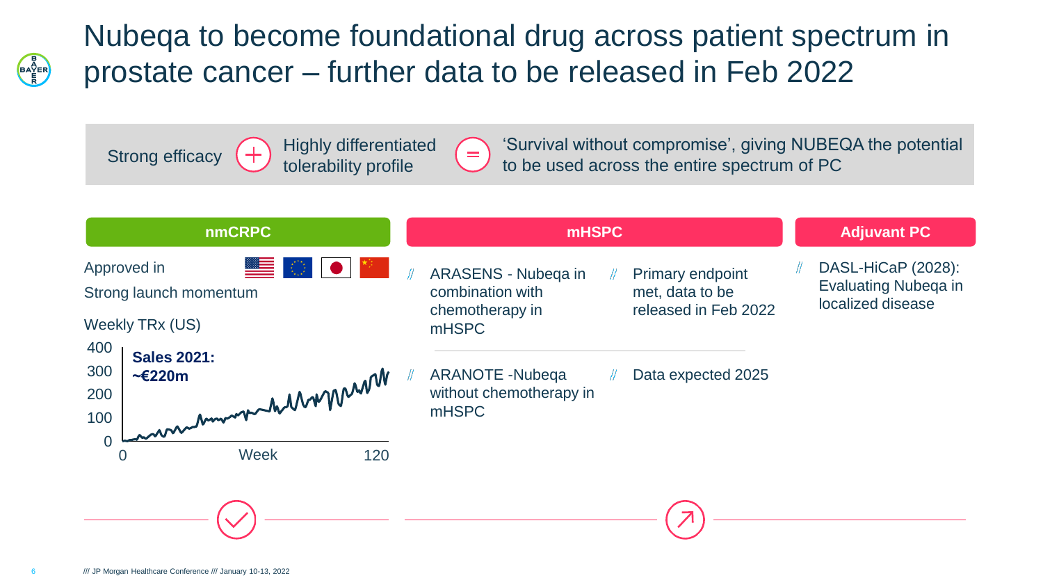# Nubeqa to become foundational drug across patient spectrum in prostate cancer – further data to be released in Feb 2022

Strong efficacy + Highly differentiated tolerability profile = 'Survival without compromise', giving NUBEQA the potential to be used across the entire spectrum of PC

## nmCRPC

Approved in

Strong launch momentum

Weekly TRx (US)

**Sales 2021: ~€220m**

0, 100, 200, 300, 400

0, Week, 120

## mHSPC

- ARASENS - Nubeqa in combination with chemotherapy in mHSPC
  - Primary endpoint met, data to be released in Feb 2022
- ARANOTE -Nubeqa without chemotherapy in mHSPC
  - Data expected 2025

## Adjuvant PC

- DASL-HiCaP (2028): Evaluating Nubeqa in localized disease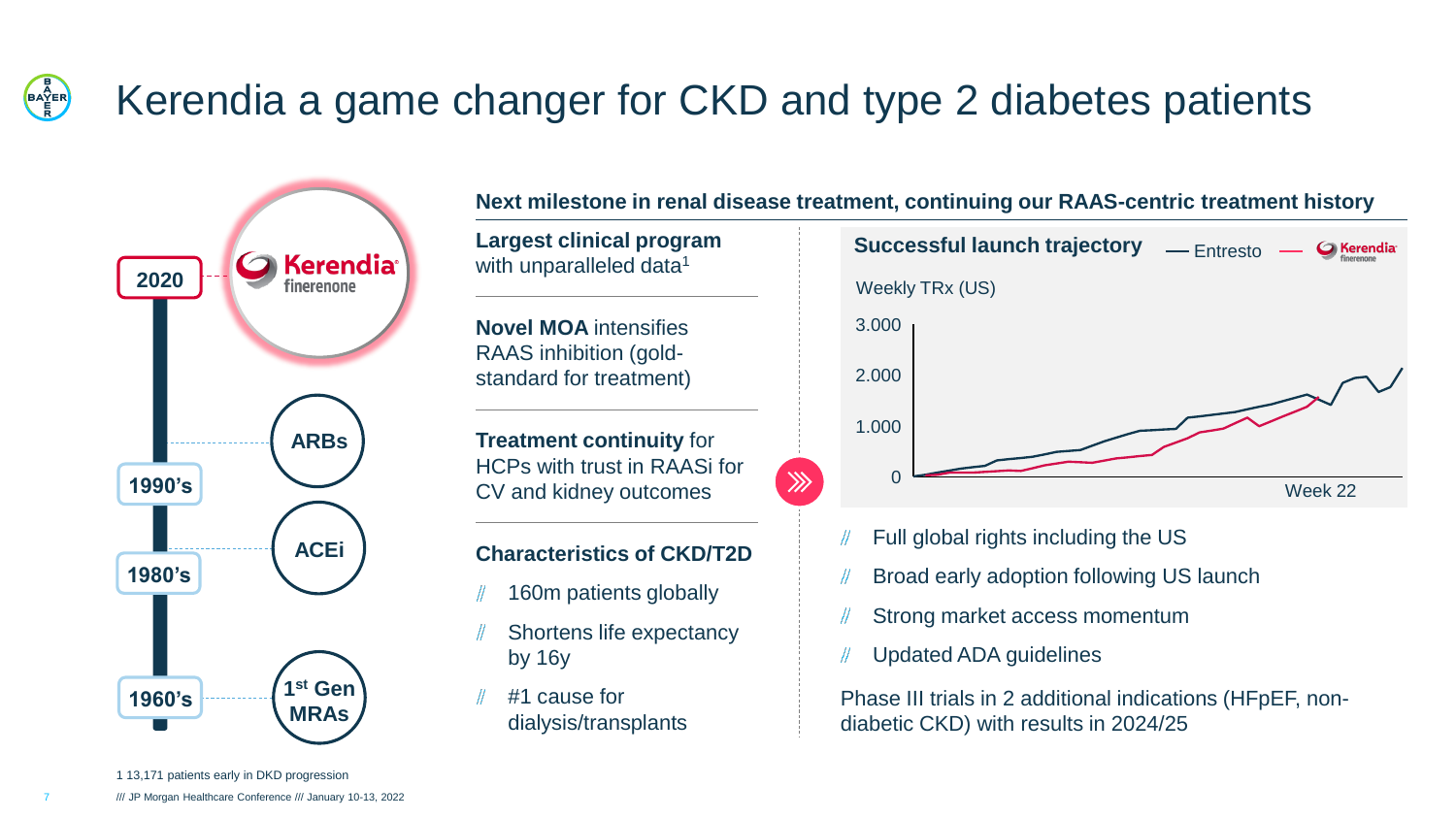# Kerendia a game changer for CKD and type 2 diabetes patients

2020 — Kerendia finerenone

1990's — ARBs

1980's — ACEi

1960's — 1st Gen MRAs

**Next milestone in renal disease treatment, continuing our RAAS-centric treatment history**

**Largest clinical program** with unparalleled data[1]

**Novel MOA** intensifies RAAS inhibition (gold-standard for treatment)

**Treatment continuity** for HCPs with trust in RAASi for CV and kidney outcomes

**Characteristics of CKD/T2D**

- 160m patients globally
- Shortens life expectancy by 16y
- #1 cause for dialysis/transplants

**Successful launch trajectory** — Entresto — Kerendia

Weekly TRx (US)

3.000
2.000
1.000
0

Week 22

- Full global rights including the US
- Broad early adoption following US launch
- Strong market access momentum
- Updated ADA guidelines

Phase III trials in 2 additional indications (HFpEF, non-diabetic CKD) with results in 2024/25

1 13,171 patients early in DKD progression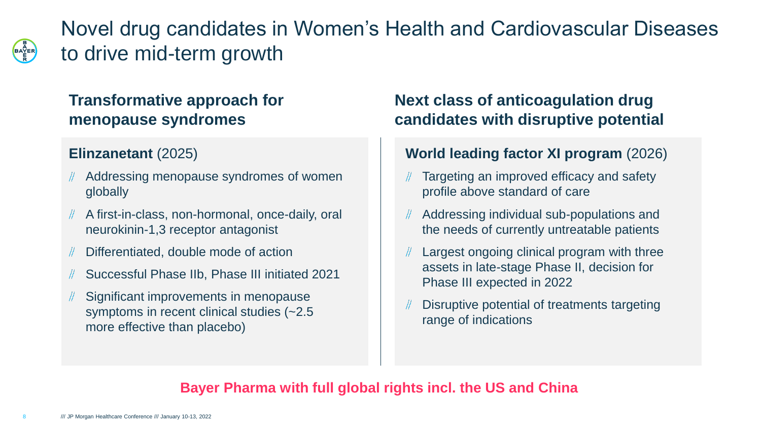# Novel drug candidates in Women's Health and Cardiovascular Diseases to drive mid-term growth

## Transformative approach for menopause syndromes

**Elinzanetant** (2025)

- Addressing menopause syndromes of women globally
- A first-in-class, non-hormonal, once-daily, oral neurokinin-1,3 receptor antagonist
- Differentiated, double mode of action
- Successful Phase IIb, Phase III initiated 2021
- Significant improvements in menopause symptoms in recent clinical studies (~2.5 more effective than placebo)

## Next class of anticoagulation drug candidates with disruptive potential

**World leading factor XI program** (2026)

- Targeting an improved efficacy and safety profile above standard of care
- Addressing individual sub-populations and the needs of currently untreatable patients
- Largest ongoing clinical program with three assets in late-stage Phase II, decision for Phase III expected in 2022
- Disruptive potential of treatments targeting range of indications

**Bayer Pharma with full global rights incl. the US and China**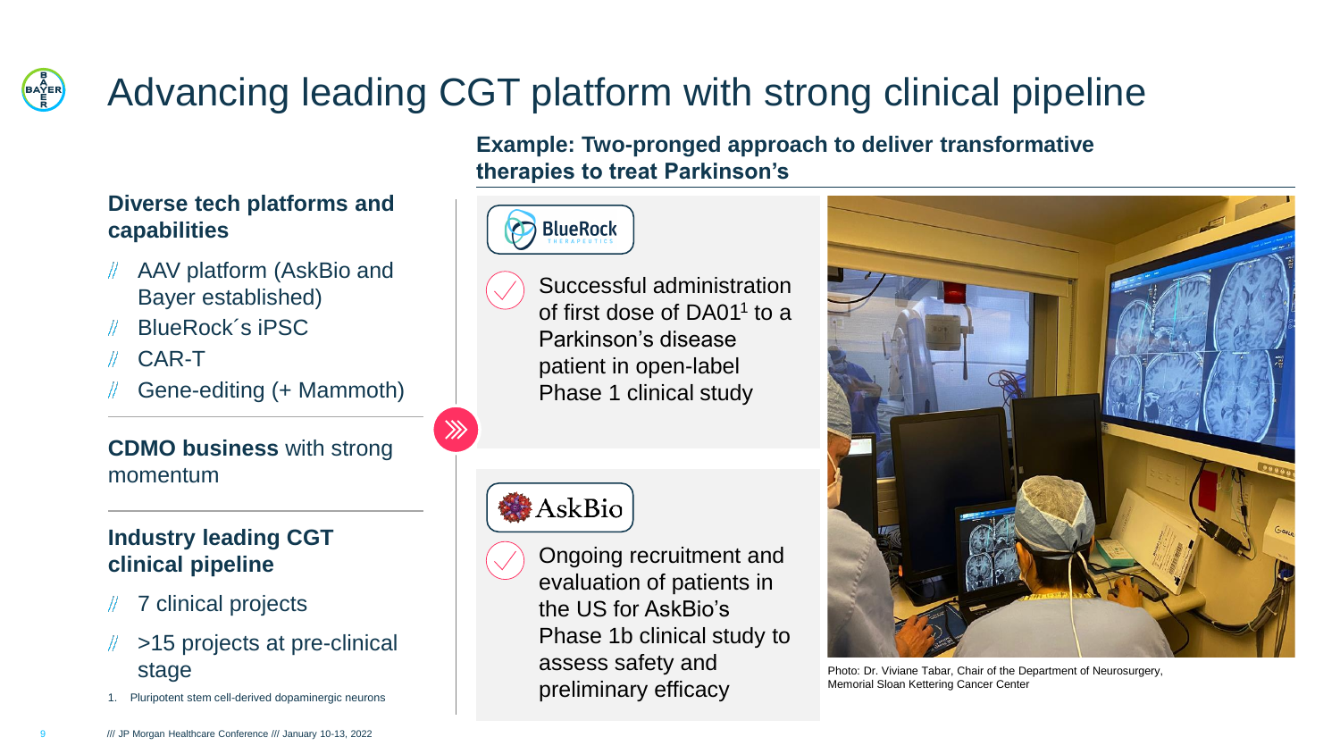# Advancing leading CGT platform with strong clinical pipeline

### Diverse tech platforms and capabilities

- AAV platform (AskBio and Bayer established)
- BlueRock´s iPSC
- CAR-T
- Gene-editing (+ Mammoth)

**CDMO business** with strong momentum

### Industry leading CGT clinical pipeline

- 7 clinical projects
- >15 projects at pre-clinical stage

### Example: Two-pronged approach to deliver transformative therapies to treat Parkinson's

**BlueRock Therapeutics**

Successful administration of first dose of DA01[1] to a Parkinson's disease patient in open-label Phase 1 clinical study

**AskBio**

Ongoing recruitment and evaluation of patients in the US for AskBio's Phase 1b clinical study to assess safety and preliminary efficacy

Photo: Dr. Viviane Tabar, Chair of the Department of Neurosurgery, Memorial Sloan Kettering Cancer Center

1. Pluripotent stem cell-derived dopaminergic neurons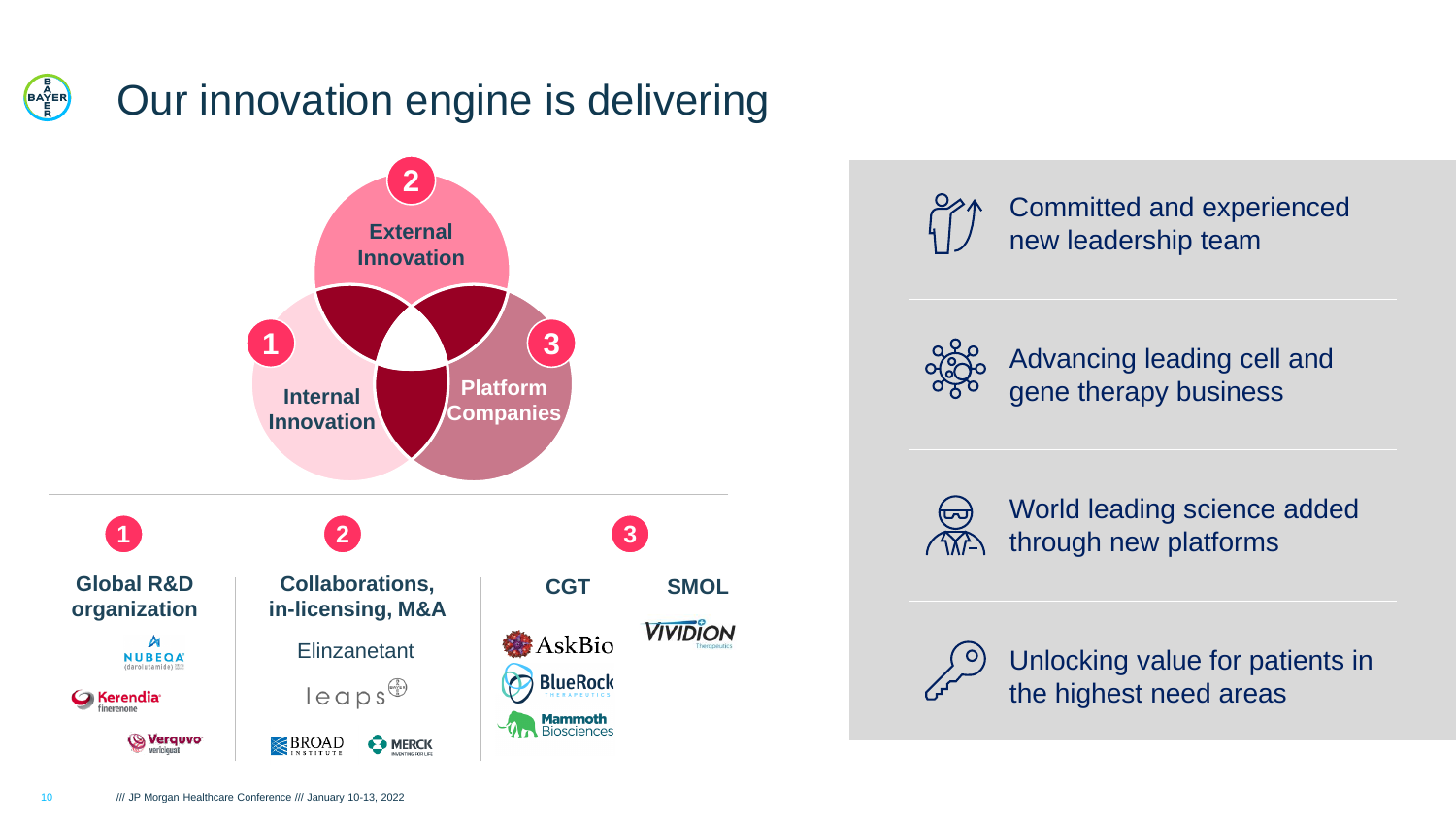# Our innovation engine is delivering

**1** Internal Innovation

**2** External Innovation

**3** Platform Companies

| 1 | 2 | 3 | |
|---|---|---|---|
| **Global R&D organization** | **Collaborations, in-licensing, M&A** | **CGT** | **SMOL** |
| NUBEQA (darolutamide) | Elinzanetant | AskBio | VIVIDION Therapeutics |
| Kerendia finerenone | leaps | BlueRock Therapeutics | |
| Verquvo vericiguat | BROAD INSTITUTE, MERCK | Mammoth Biosciences | |

- Committed and experienced new leadership team
- Advancing leading cell and gene therapy business
- World leading science added through new platforms
- Unlocking value for patients in the highest need areas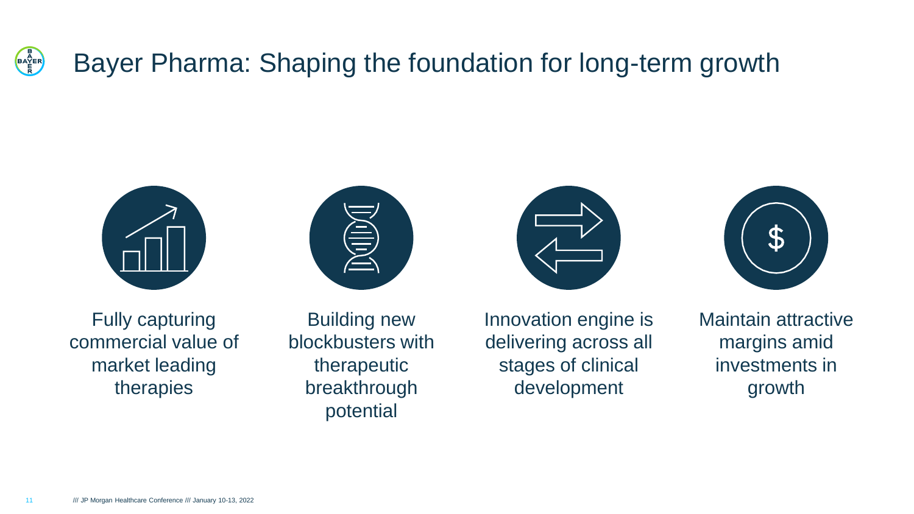# Bayer Pharma: Shaping the foundation for long-term growth

- Fully capturing commercial value of market leading therapies
- Building new blockbusters with therapeutic breakthrough potential
- Innovation engine is delivering across all stages of clinical development
- Maintain attractive margins amid investments in growth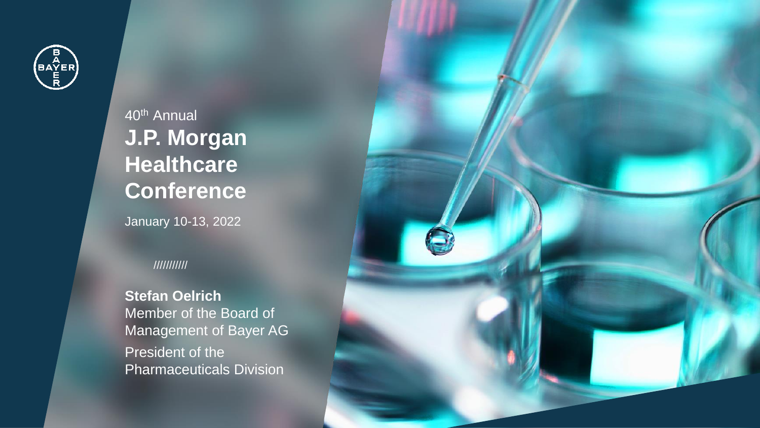BAYER

40th Annual

# J.P. Morgan Healthcare Conference

January 10-13, 2022

//////////

**Stefan Oelrich**
Member of the Board of Management of Bayer AG

President of the Pharmaceuticals Division